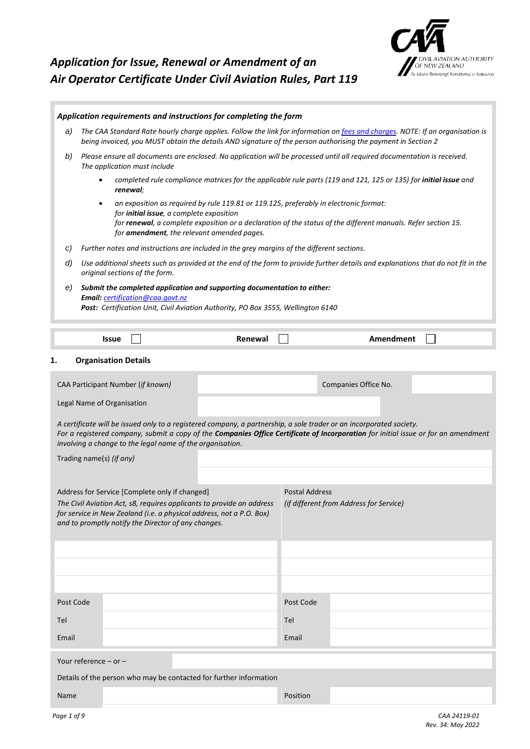# *Application for Issue, Renewal or Amendment of an Air Operator Certificate Under Civil Aviation Rules, Part 119*

***Application requirements and instructions for completing the form***

a) *The CAA Standard Rate hourly charge applies. Follow the link for information on fees and charges. NOTE: If an organisation is being invoiced, you MUST obtain the details AND signature of the person authorising the payment in Section 2*

b) *Please ensure all documents are enclosed. No application will be processed until all required documentation is received. The application must include*

- *completed rule compliance matrices for the applicable rule parts (119 and 121, 125 or 135) for **initial issue** and **renewal**;*
- *an exposition as required by rule 119.81 or 119.125, preferably in electronic format:*
  *for **initial issue**, a complete exposition*
  *for **renewal**, a complete exposition or a declaration of the status of the different manuals. Refer section 15.*
  *for **amendment**, the relevant amended pages.*

c) *Further notes and instructions are included in the grey margins of the different sections.*

d) *Use additional sheets such as provided at the end of the form to provide further details and explanations that do not fit in the original sections of the form.*

e) ***Submit the completed application and supporting documentation to either:***
***Email:*** *certification@caa.govt.nz*
***Post:*** *Certification Unit, Civil Aviation Authority, PO Box 3555, Wellington 6140*

| **Issue** ☐ | **Renewal** ☐ | **Amendment** ☐ |
|---|---|---|

## 1. Organisation Details

| CAA Participant Number (*if known*) | | Companies Office No. | |
|---|---|---|---|
| Legal Name of Organisation | | | |

*A certificate will be issued only to a registered company, a partnership, a sole trader or an incorporated society.*
*For a registered company, submit a copy of the **Companies Office Certificate of Incorporation** for initial issue or for an amendment involving a change to the legal name of the organisation.*

| Trading name(s) *(if any)* | |
|---|---|
| | |

| Address for Service [Complete only if changed] *The Civil Aviation Act, s8, requires applicants to provide an address for service in New Zealand (i.e. a physical address, not a P.O. Box) and to promptly notify the Director of any changes.* | | Postal Address *(if different from Address for Service)* | |
|---|---|---|---|
| | | | |
| | | | |
| | | | |
| Post Code | | Post Code | |
| Tel | | Tel | |
| Email | | Email | |

| Your reference – or – | | | |
|---|---|---|---|
| Details of the person who may be contacted for further information | | | |
| Name | | Position | |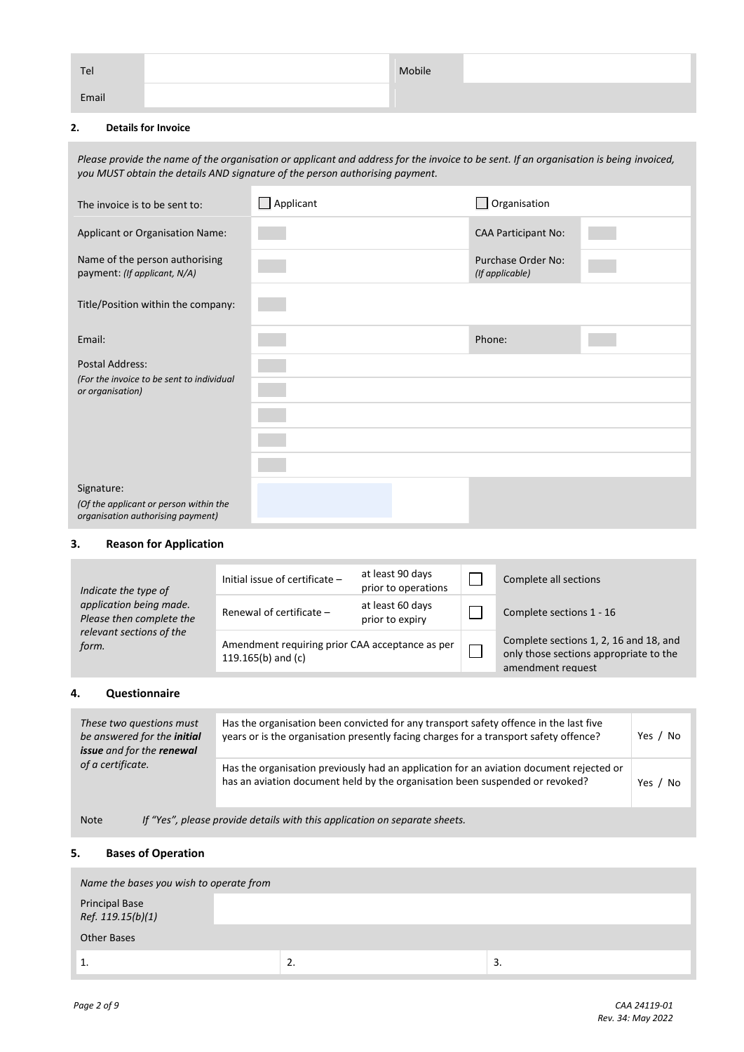| Tel | | Mobile | |
|---|---|---|---|
| Email | | | |

## 2. Details for Invoice

*Please provide the name of the organisation or applicant and address for the invoice to be sent. If an organisation is being invoiced, you MUST obtain the details AND signature of the person authorising payment.*

| | | | |
|---|---|---|---|
| The invoice is to be sent to: | ☐ Applicant | ☐ Organisation | |
| Applicant or Organisation Name: | | CAA Participant No: | |
| Name of the person authorising payment: *(If applicant, N/A)* | | Purchase Order No: *(If applicable)* | |
| Title/Position within the company: | | | |
| Email: | | Phone: | |
| Postal Address: *(For the invoice to be sent to individual or organisation)* | | | |
| | | | |
| | | | |
| | | | |
| | | | |
| Signature: *(Of the applicant or person within the organisation authorising payment)* | | | |

## 3. Reason for Application

| | | | | |
|---|---|---|---|---|
| *Indicate the type of application being made. Please then complete the relevant sections of the form.* | Initial issue of certificate – | at least 90 days prior to operations | ☐ | Complete all sections |
| | Renewal of certificate – | at least 60 days prior to expiry | ☐ | Complete sections 1 - 16 |
| | Amendment requiring prior CAA acceptance as per 119.165(b) and (c) | | ☐ | Complete sections 1, 2, 16 and 18, and only those sections appropriate to the amendment request |

## 4. Questionnaire

| | | |
|---|---|---|
| *These two questions must be answered for the **initial issue** and for the **renewal** of a certificate.* | Has the organisation been convicted for any transport safety offence in the last five years or is the organisation presently facing charges for a transport safety offence? | Yes / No |
| | Has the organisation previously had an application for an aviation document rejected or has an aviation document held by the organisation been suspended or revoked? | Yes / No |

Note *If "Yes", please provide details with this application on separate sheets.*

## 5. Bases of Operation

*Name the bases you wish to operate from*

| | | |
|---|---|---|
| Principal Base *Ref. 119.15(b)(1)* | | |
| Other Bases | | |
| 1. | 2. | 3. |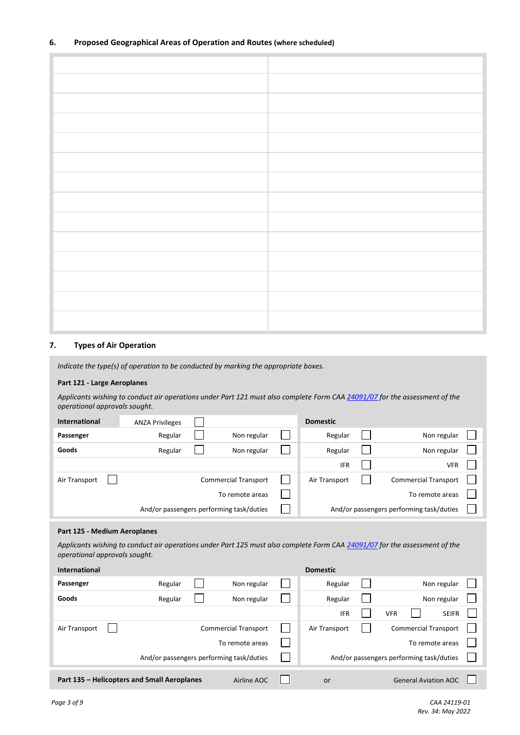## 6. Proposed Geographical Areas of Operation and Routes (where scheduled)

| | |
|---|---|
| | |
| | |
| | |
| | |
| | |
| | |
| | |
| | |
| | |
| | |
| | |
| | |
| | |
| | |

## 7. Types of Air Operation

*Indicate the type(s) of operation to be conducted by marking the appropriate boxes.*

**Part 121 - Large Aeroplanes**

*Applicants wishing to conduct air operations under Part 121 must also complete Form CAA 24091/07 for the assessment of the operational approvals sought.*

| **International** | ANZA Privileges ☐ | | **Domestic** | |
|---|---|---|---|---|
| **Passenger** | Regular ☐ | Non regular ☐ | Regular ☐ | Non regular ☐ |
| **Goods** | Regular ☐ | Non regular ☐ | Regular ☐ | Non regular ☐ |
| | | | IFR ☐ | VFR ☐ |
| Air Transport ☐ | | Commercial Transport ☐ | Air Transport ☐ | Commercial Transport ☐ |
| | | To remote areas ☐ | | To remote areas ☐ |
| | | And/or passengers performing task/duties ☐ | | And/or passengers performing task/duties ☐ |

**Part 125 - Medium Aeroplanes**

*Applicants wishing to conduct air operations under Part 125 must also complete Form CAA 24091/07 for the assessment of the operational approvals sought.*

| **International** | | | **Domestic** | | |
|---|---|---|---|---|---|
| **Passenger** | Regular ☐ | Non regular ☐ | Regular ☐ | | Non regular ☐ |
| **Goods** | Regular ☐ | Non regular ☐ | Regular ☐ | | Non regular ☐ |
| | | | IFR ☐ | VFR ☐ | SEIFR ☐ |
| Air Transport ☐ | | Commercial Transport ☐ | Air Transport ☐ | | Commercial Transport ☐ |
| | | To remote areas ☐ | | | To remote areas ☐ |
| | | And/or passengers performing task/duties ☐ | | | And/or passengers performing task/duties ☐ |

**Part 135 – Helicopters and Small Aeroplanes** Airline AOC ☐ or General Aviation AOC ☐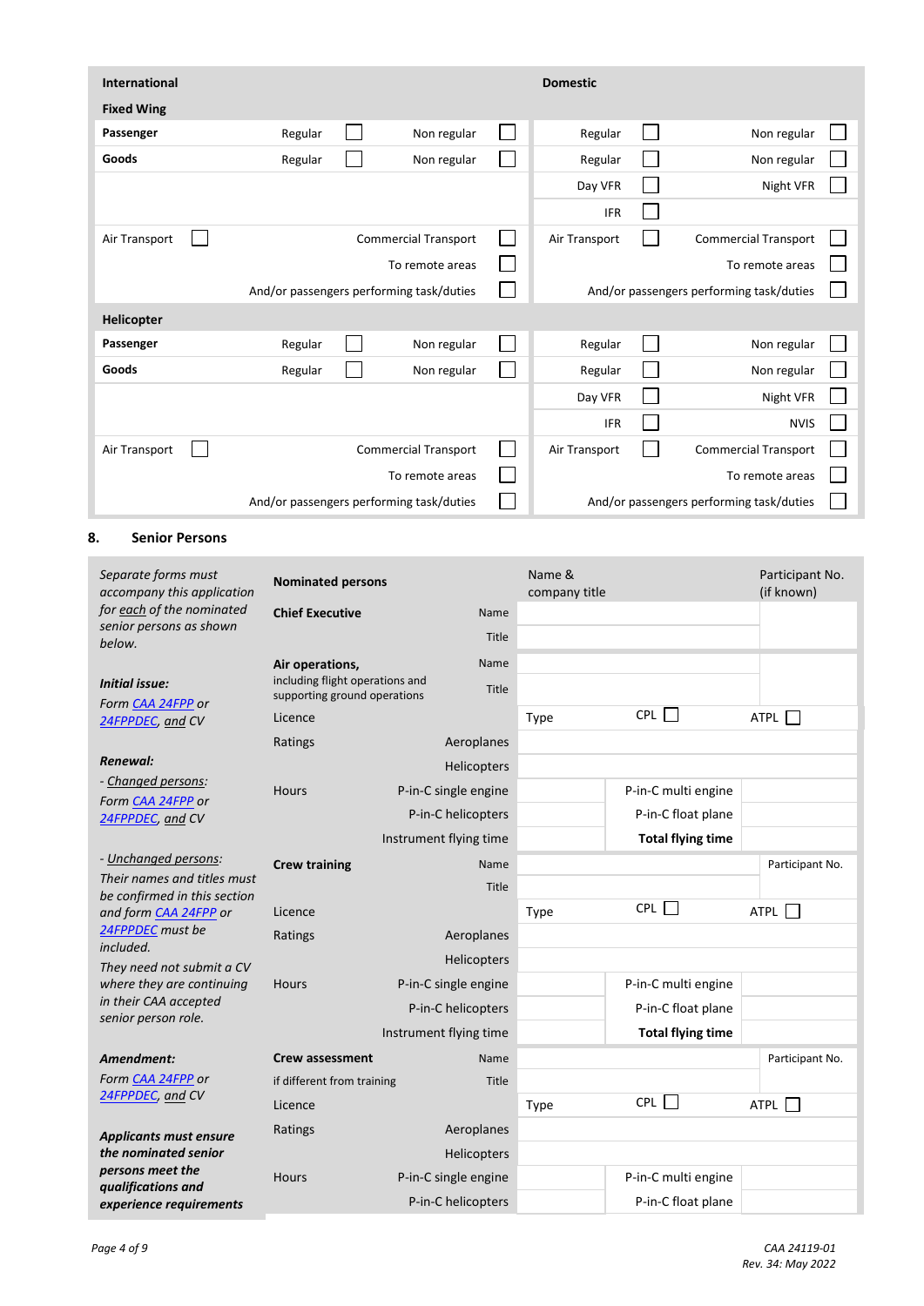| International | | | | | Domestic | | | | |
|---|---|---|---|---|---|---|---|---|---|
| **Fixed Wing** | | | | | | | | | |
| **Passenger** | Regular | ☐ | Non regular | ☐ | | Regular | ☐ | Non regular | ☐ |
| **Goods** | Regular | ☐ | Non regular | ☐ | | Regular | ☐ | Non regular | ☐ |
| | | | | | | Day VFR | ☐ | Night VFR | ☐ |
| | | | | | | IFR | ☐ | | |
| Air Transport ☐ | | | Commercial Transport | ☐ | Air Transport | | ☐ | Commercial Transport | ☐ |
| | | | To remote areas | ☐ | | | | To remote areas | ☐ |
| | | | And/or passengers performing task/duties | ☐ | | | | And/or passengers performing task/duties | ☐ |
| **Helicopter** | | | | | | | | | |
| **Passenger** | Regular | ☐ | Non regular | ☐ | | Regular | ☐ | Non regular | ☐ |
| **Goods** | Regular | ☐ | Non regular | ☐ | | Regular | ☐ | Non regular | ☐ |
| | | | | | | Day VFR | ☐ | Night VFR | ☐ |
| | | | | | | IFR | ☐ | NVIS | ☐ |
| Air Transport ☐ | | | Commercial Transport | ☐ | Air Transport | | ☐ | Commercial Transport | ☐ |
| | | | To remote areas | ☐ | | | | To remote areas | ☐ |
| | | | And/or passengers performing task/duties | ☐ | | | | And/or passengers performing task/duties | ☐ |

## 8. Senior Persons

*Separate forms must accompany this application for each of the nominated senior persons as shown below.*

***Initial issue:***
*Form CAA 24FPP or 24FPPDEC, and CV*

***Renewal:***
*- Changed persons: Form CAA 24FPP or 24FPPDEC, and CV*

*- Unchanged persons: Their names and titles must be confirmed in this section and form CAA 24FPP or 24FPPDEC must be included.*
*They need not submit a CV where they are continuing in their CAA accepted senior person role.*

***Amendment:***
*Form CAA 24FPP or 24FPPDEC, and CV*

***Applicants must ensure the nominated senior persons meet the qualifications and experience requirements***

| **Nominated persons** | | Name & company title | | Participant No. (if known) |
|---|---|---|---|---|
| **Chief Executive** | Name | | | |
| | Title | | | |
| **Air operations,** including flight operations and supporting ground operations | Name | | | |
| | Title | | | |
| Licence | | Type | CPL ☐ | ATPL ☐ |
| Ratings | Aeroplanes | | | |
| | Helicopters | | | |
| Hours | P-in-C single engine | | P-in-C multi engine | |
| | P-in-C helicopters | | P-in-C float plane | |
| | Instrument flying time | | **Total flying time** | |
| **Crew training** | Name | | | Participant No. |
| | Title | | | |
| Licence | | Type | CPL ☐ | ATPL ☐ |
| Ratings | Aeroplanes | | | |
| | Helicopters | | | |
| Hours | P-in-C single engine | | P-in-C multi engine | |
| | P-in-C helicopters | | P-in-C float plane | |
| | Instrument flying time | | **Total flying time** | |
| **Crew assessment** | Name | | | Participant No. |
| if different from training | Title | | | |
| Licence | | Type | CPL ☐ | ATPL ☐ |
| Ratings | Aeroplanes | | | |
| | Helicopters | | | |
| Hours | P-in-C single engine | | P-in-C multi engine | |
| | P-in-C helicopters | | P-in-C float plane | |

CAA 24119-01
Rev. 34: May 2022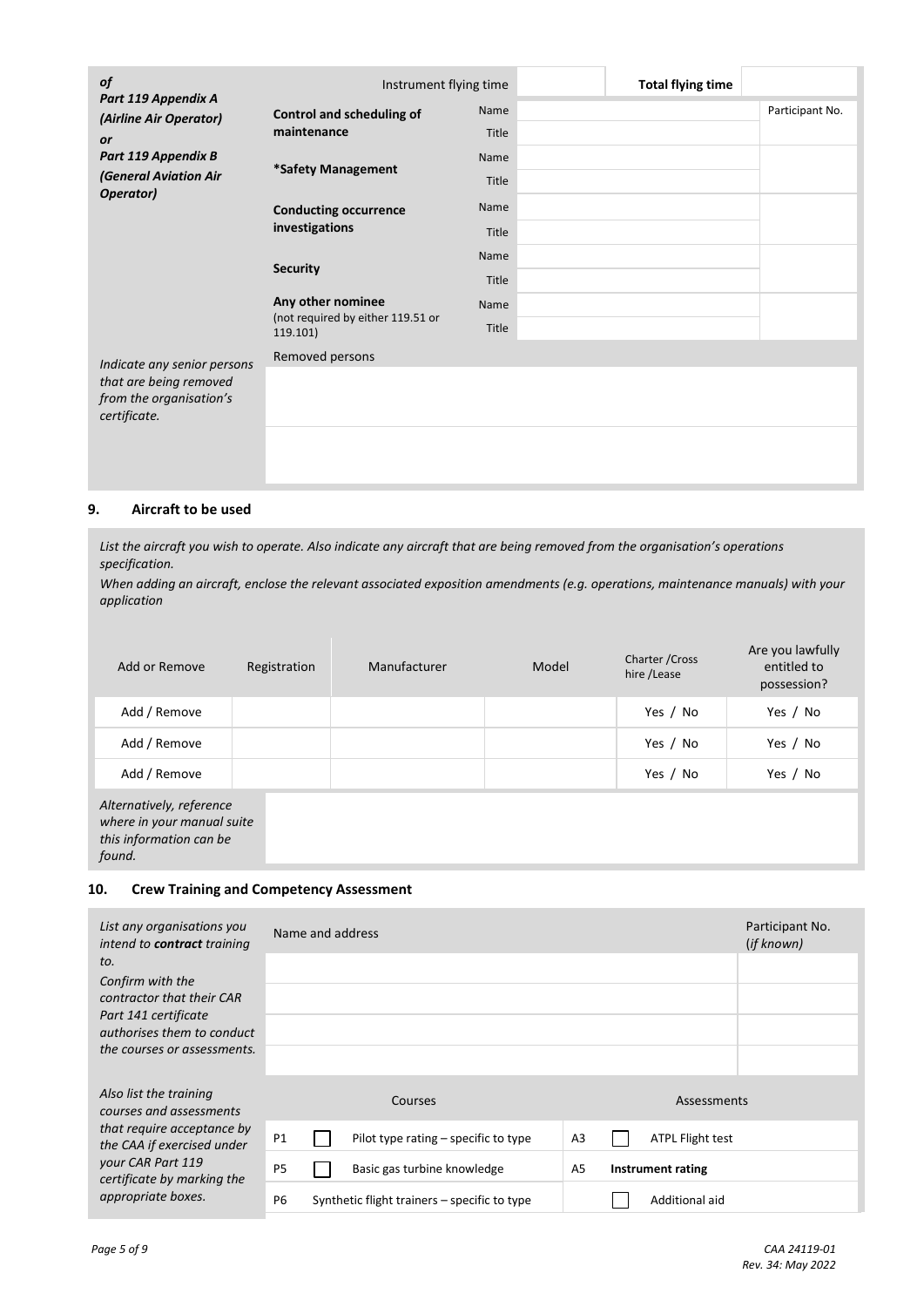| *of* *Part 119 Appendix A (Airline Air Operator)* *or* *Part 119 Appendix B (General Aviation Air Operator)* | Instrument flying time | | | **Total flying time** | |
|---|---|---|---|---|---|
| | **Control and scheduling of maintenance** | Name | | | Participant No. |
| | | Title | | | |
| | **\*Safety Management** | Name | | | |
| | | Title | | | |
| | **Conducting occurrence investigations** | Name | | | |
| | | Title | | | |
| | **Security** | Name | | | |
| | | Title | | | |
| | **Any other nominee** (not required by either 119.51 or 119.101) | Name | | | |
| | | Title | | | |
| *Indicate any senior persons that are being removed from the organisation's certificate.* | Removed persons | | | | |
| | | | | | |
| | | | | | |

## 9. Aircraft to be used

*List the aircraft you wish to operate. Also indicate any aircraft that are being removed from the organisation's operations specification.*

*When adding an aircraft, enclose the relevant associated exposition amendments (e.g. operations, maintenance manuals) with your application*

| Add or Remove | Registration | Manufacturer | Model | Charter /Cross hire /Lease | Are you lawfully entitled to possession? |
|---|---|---|---|---|---|
| Add / Remove | | | | Yes / No | Yes / No |
| Add / Remove | | | | Yes / No | Yes / No |
| Add / Remove | | | | Yes / No | Yes / No |
| *Alternatively, reference where in your manual suite this information can be found.* | | | | | |

## 10. Crew Training and Competency Assessment

| *List any organisations you intend to **contract** training to.* *Confirm with the contractor that their CAR Part 141 certificate authorises them to conduct the courses or assessments.* | Name and address | Participant No. (*if known*) |
|---|---|---|
| | | |
| | | |
| | | |
| | | |

*Also list the training courses and assessments that require acceptance by the CAA if exercised under your CAR Part 119 certificate by marking the appropriate boxes.*

| Courses | | | Assessments | | |
|---|---|---|---|---|---|
| P1 | ☐ | Pilot type rating – specific to type | A3 | ☐ | ATPL Flight test |
| P5 | ☐ | Basic gas turbine knowledge | A5 | | **Instrument rating** |
| P6 | | Synthetic flight trainers – specific to type | | ☐ | Additional aid |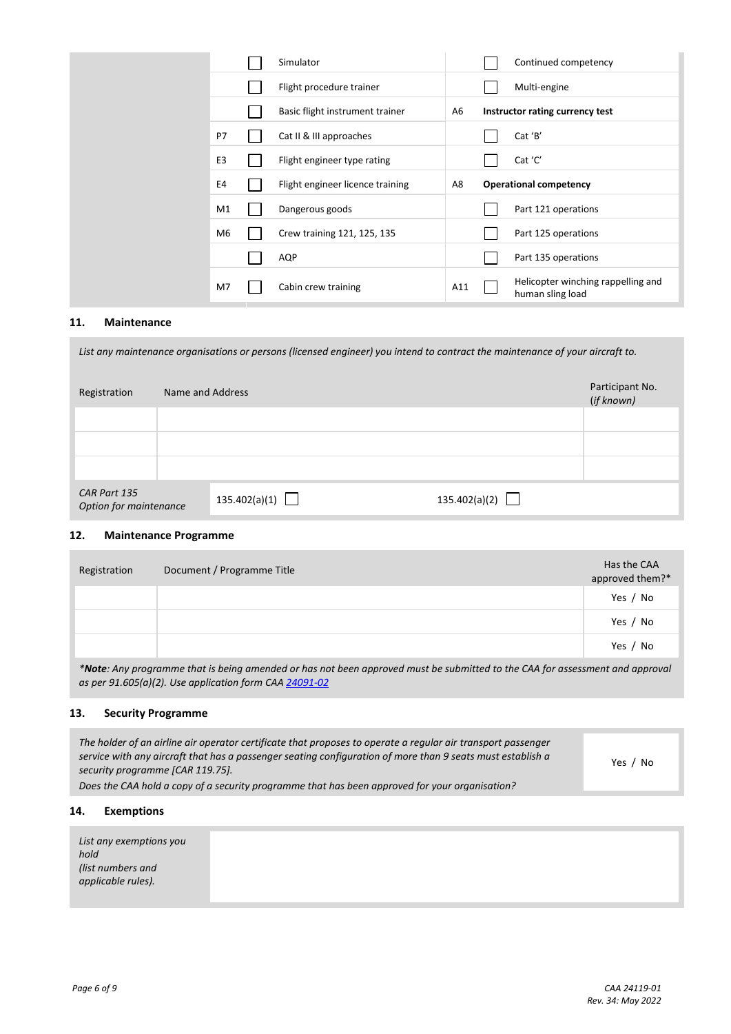| | | | | | |
|---|---|---|---|---|---|
| | ☐ | Simulator | | ☐ | Continued competency |
| | ☐ | Flight procedure trainer | | ☐ | Multi-engine |
| | ☐ | Basic flight instrument trainer | A6 | | **Instructor rating currency test** |
| P7 | ☐ | Cat II & III approaches | | ☐ | Cat 'B' |
| E3 | ☐ | Flight engineer type rating | | ☐ | Cat 'C' |
| E4 | ☐ | Flight engineer licence training | A8 | | **Operational competency** |
| M1 | ☐ | Dangerous goods | | ☐ | Part 121 operations |
| M6 | ☐ | Crew training 121, 125, 135 | | ☐ | Part 125 operations |
| | ☐ | AQP | | ☐ | Part 135 operations |
| M7 | ☐ | Cabin crew training | A11 | ☐ | Helicopter winching rappelling and human sling load |

## 11. Maintenance

*List any maintenance organisations or persons (licensed engineer) you intend to contract the maintenance of your aircraft to.*

| Registration | Name and Address | Participant No. (*if known*) |
|---|---|---|
| | | |
| | | |
| | | |

*CAR Part 135 Option for maintenance* 135.402(a)(1) ☐ 135.402(a)(2) ☐

## 12. Maintenance Programme

| Registration | Document / Programme Title | Has the CAA approved them?* |
|---|---|---|
| | | Yes / No |
| | | Yes / No |
| | | Yes / No |

**Note*: Any programme that is being amended or has not been approved must be submitted to the CAA for assessment and approval as per 91.605(a)(2). Use application form CAA 24091-02*

## 13. Security Programme

*The holder of an airline air operator certificate that proposes to operate a regular air transport passenger service with any aircraft that has a passenger seating configuration of more than 9 seats must establish a security programme [CAR 119.75].*

*Does the CAA hold a copy of a security programme that has been approved for your organisation?* Yes / No

## 14. Exemptions

| *List any exemptions you hold (list numbers and applicable rules).* | |
|---|---|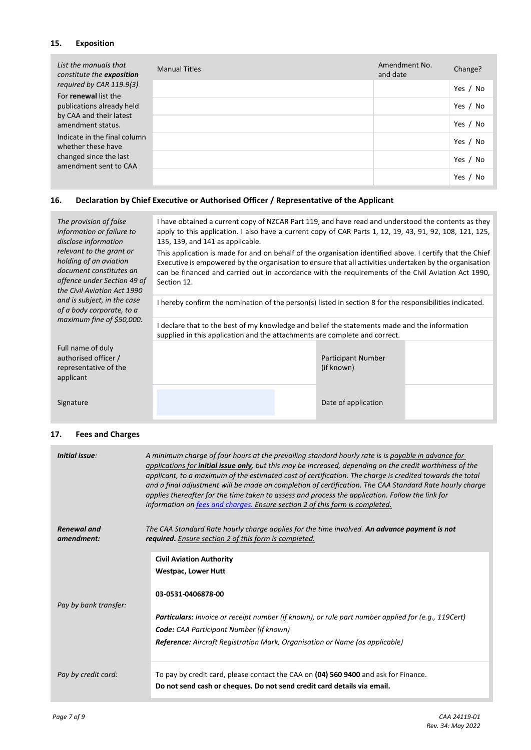## 15. Exposition

| *List the manuals that constitute the **exposition** required by CAR 119.9(3)* For **renewal** list the publications already held by CAA and their latest amendment status. Indicate in the final column whether these have changed since the last amendment sent to CAA | Manual Titles | Amendment No. and date | Change? |
|---|---|---|---|
| | | | Yes / No |
| | | | Yes / No |
| | | | Yes / No |
| | | | Yes / No |
| | | | Yes / No |
| | | | Yes / No |

## 16. Declaration by Chief Executive or Authorised Officer / Representative of the Applicant

| | | | |
|---|---|---|---|
| *The provision of false information or failure to disclose information relevant to the grant or holding of an aviation document constitutes an offence under Section 49 of the Civil Aviation Act 1990 and is subject, in the case of a body corporate, to a maximum fine of $50,000.* | I have obtained a current copy of NZCAR Part 119, and have read and understood the contents as they apply to this application. I also have a current copy of CAR Parts 1, 12, 19, 43, 91, 92, 108, 121, 125, 135, 139, and 141 as applicable. This application is made for and on behalf of the organisation identified above. I certify that the Chief Executive is empowered by the organisation to ensure that all activities undertaken by the organisation can be financed and carried out in accordance with the requirements of the Civil Aviation Act 1990, Section 12. | | |
| | I hereby confirm the nomination of the person(s) listed in section 8 for the responsibilities indicated. | | |
| | I declare that to the best of my knowledge and belief the statements made and the information supplied in this application and the attachments are complete and correct. | | |
| Full name of duly authorised officer / representative of the applicant | | Participant Number (if known) | |
| Signature | | Date of application | |

## 17. Fees and Charges

| | |
|---|---|
| ***Initial issue**:* | *A minimum charge of four hours at the prevailing standard hourly rate is is payable in advance for applications for **initial issue only**, but this may be increased, depending on the credit worthiness of the applicant, to a maximum of the estimated cost of certification. The charge is credited towards the total and a final adjustment will be made on completion of certification. The CAA Standard Rate hourly charge applies thereafter for the time taken to assess and process the application. Follow the link for information on fees and charges. Ensure section 2 of this form is completed.* |
| ***Renewal and amendment:*** | *The CAA Standard Rate hourly charge applies for the time involved. **An advance payment is not required.** Ensure section 2 of this form is completed.* |
| *Pay by bank transfer:* | **Civil Aviation Authority**<br>**Westpac, Lower Hutt**<br>**03-0531-0406878-00**<br>***Particulars:*** *Invoice or receipt number (if known), or rule part number applied for (e.g., 119Cert)*<br>***Code:*** *CAA Participant Number (if known)*<br>***Reference:*** *Aircraft Registration Mark, Organisation or Name (as applicable)* |
| *Pay by credit card:* | To pay by credit card, please contact the CAA on **(04) 560 9400** and ask for Finance.<br>**Do not send cash or cheques. Do not send credit card details via email.** |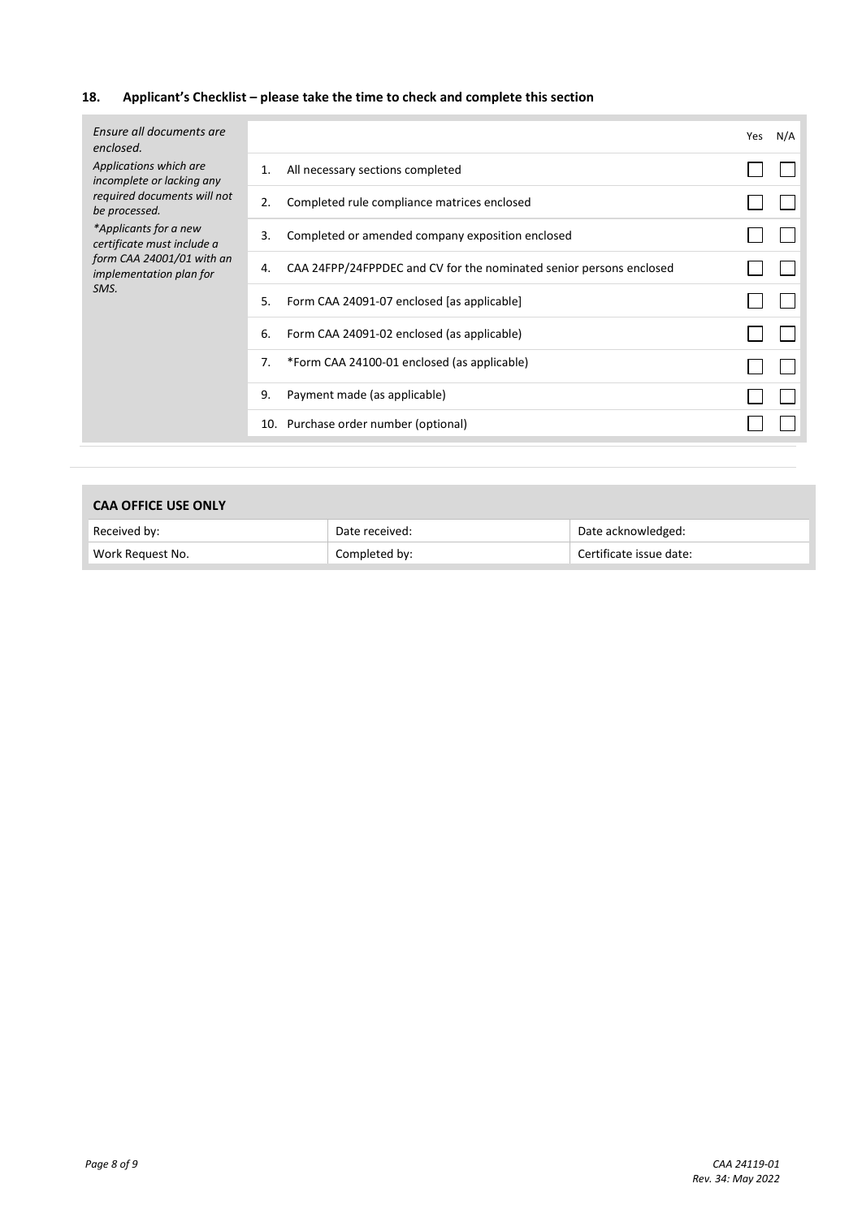## 18. Applicant's Checklist – please take the time to check and complete this section

*Ensure all documents are enclosed.*

*Applications which are incomplete or lacking any required documents will not be processed.*

**Applicants for a new certificate must include a form CAA 24001/01 with an implementation plan for SMS.*

| | | Yes | N/A |
|---|---|---|---|
| 1. | All necessary sections completed | ☐ | ☐ |
| 2. | Completed rule compliance matrices enclosed | ☐ | ☐ |
| 3. | Completed or amended company exposition enclosed | ☐ | ☐ |
| 4. | CAA 24FPP/24FPPDEC and CV for the nominated senior persons enclosed | ☐ | ☐ |
| 5. | Form CAA 24091-07 enclosed [as applicable] | ☐ | ☐ |
| 6. | Form CAA 24091-02 enclosed (as applicable) | ☐ | ☐ |
| 7. | *Form CAA 24100-01 enclosed (as applicable) | ☐ | ☐ |
| 9. | Payment made (as applicable) | ☐ | ☐ |
| 10. | Purchase order number (optional) | ☐ | ☐ |

### CAA OFFICE USE ONLY

| Received by: | Date received: | Date acknowledged: |
|---|---|---|
| Work Request No. | Completed by: | Certificate issue date: |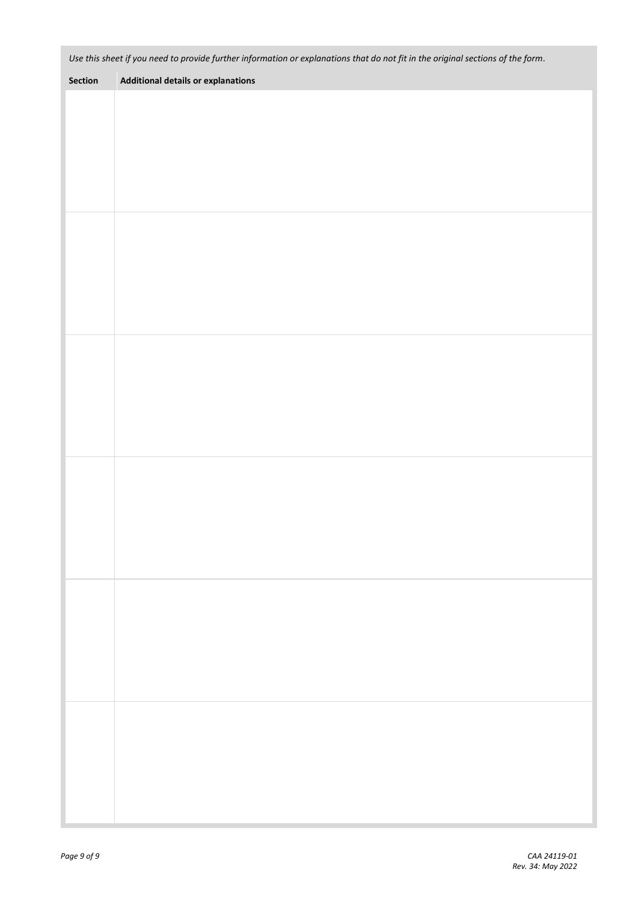*Use this sheet if you need to provide further information or explanations that do not fit in the original sections of the form.*

| Section | Additional details or explanations |
| --- | --- |
| | |
| | |
| | |
| | |
| | |
| | |